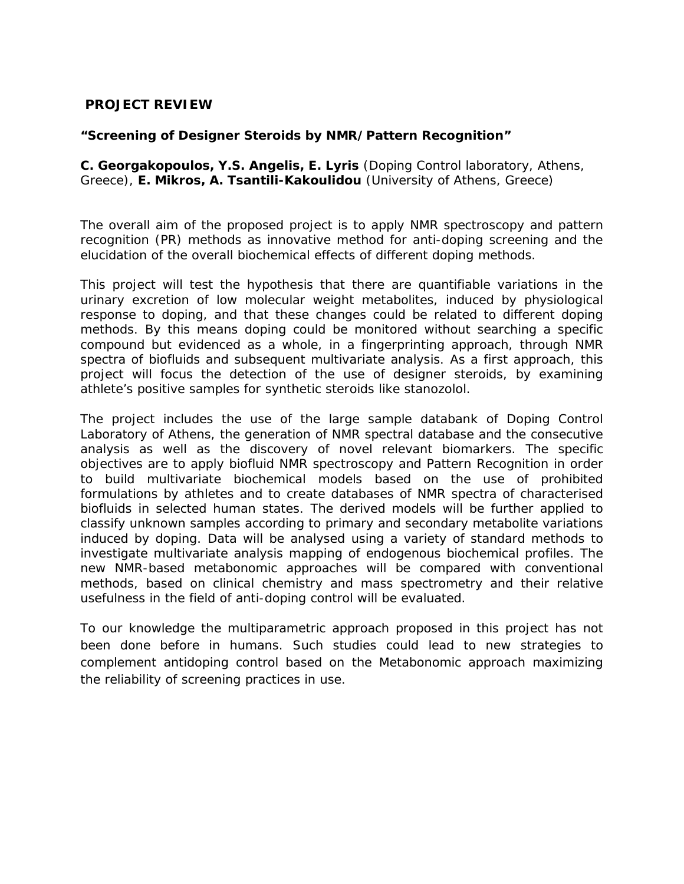## PROJECT REVIEW

### "Screening of Designer Steroids by NMR/Pattern Recognition"

**C. Georgakopoulos, Y.S. Angelis, E. Lyris** (Doping Control laboratory, Athens, Greece), **E. Mikros, A. Tsantili-Kakoulidou** (University of Athens, Greece)

The overall aim of the proposed project is to apply NMR spectroscopy and pattern recognition (PR) methods as innovative method for anti-doping screening and the elucidation of the overall biochemical effects of different doping methods.

This project will test the hypothesis that there are quantifiable variations in the urinary excretion of low molecular weight metabolites, induced by physiological response to doping, and that these changes could be related to different doping methods. By this means doping could be monitored without searching a specific compound but evidenced as a whole, in a fingerprinting approach, through NMR spectra of biofluids and subsequent multivariate analysis. As a first approach, this project will focus the detection of the use of designer steroids, by examining athlete's positive samples for synthetic steroids like stanozolol.

The project includes the use of the large sample databank of Doping Control Laboratory of Athens, the generation of NMR spectral database and the consecutive analysis as well as the discovery of novel relevant biomarkers. The specific objectives are to apply biofluid NMR spectroscopy and Pattern Recognition in order to build multivariate biochemical models based on the use of prohibited formulations by athletes and to create databases of NMR spectra of characterised biofluids in selected human states. The derived models will be further applied to classify unknown samples according to primary and secondary metabolite variations induced by doping. Data will be analysed using a variety of standard methods to investigate multivariate analysis mapping of endogenous biochemical profiles. The new NMR-based metabonomic approaches will be compared with conventional methods, based on clinical chemistry and mass spectrometry and their relative usefulness in the field of anti-doping control will be evaluated.

To our knowledge the multiparametric approach proposed in this project has not been done before in humans. Such studies could lead to new strategies to complement antidoping control based on the Metabonomic approach maximizing the reliability of screening practices in use.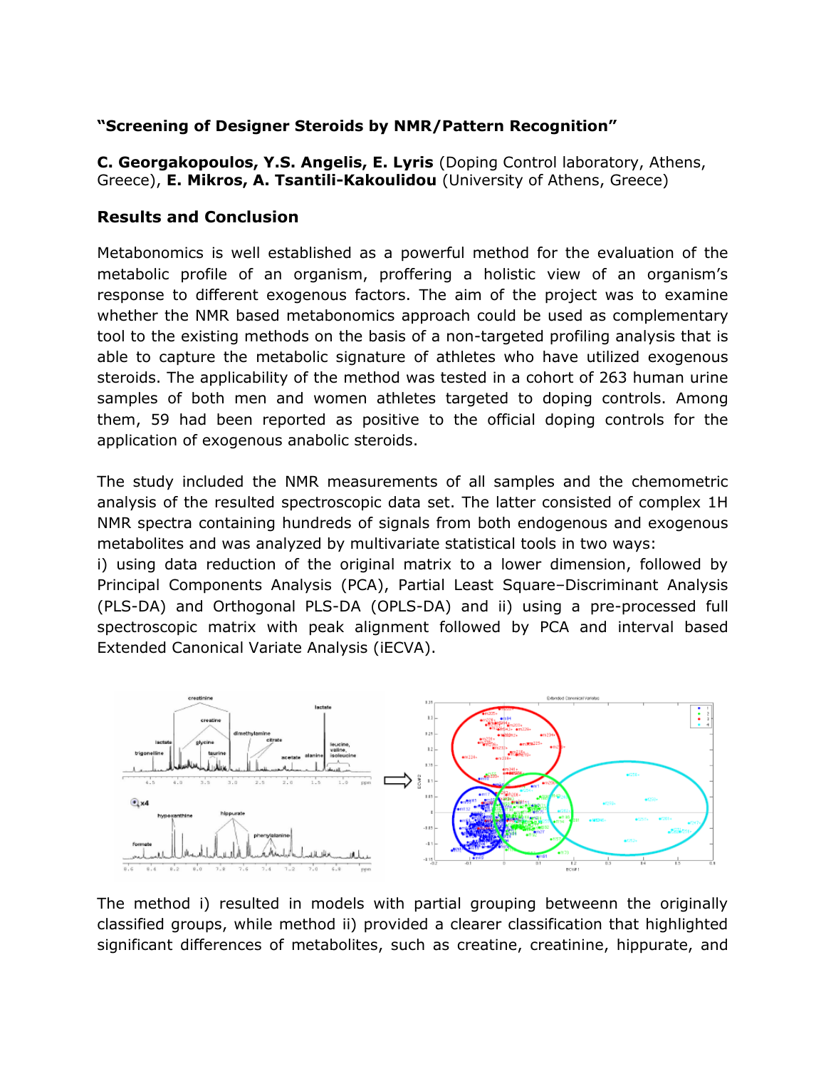**"Screening of Designer Steroids by NMR/Pattern Recognition"**

**C. Georgakopoulos, Y.S. Angelis, E. Lyris** (Doping Control laboratory, Athens, Greece), **E. Mikros, A. Tsantili-Kakoulidou** (University of Athens, Greece)

## Results and Conclusion

Metabonomics is well established as a powerful method for the evaluation of the metabolic profile of an organism, proffering a holistic view of an organism's response to different exogenous factors. The aim of the project was to examine whether the NMR based metabonomics approach could be used as complementary tool to the existing methods on the basis of a non-targeted profiling analysis that is able to capture the metabolic signature of athletes who have utilized exogenous steroids. The applicability of the method was tested in a cohort of 263 human urine samples of both men and women athletes targeted to doping controls. Among them, 59 had been reported as positive to the official doping controls for the application of exogenous anabolic steroids.

The study included the NMR measurements of all samples and the chemometric analysis of the resulted spectroscopic data set. The latter consisted of complex 1H NMR spectra containing hundreds of signals from both endogenous and exogenous metabolites and was analyzed by multivariate statistical tools in two ways:
i) using data reduction of the original matrix to a lower dimension, followed by Principal Components Analysis (PCA), Partial Least Square–Discriminant Analysis (PLS-DA) and Orthogonal PLS-DA (OPLS-DA) and ii) using a pre-processed full spectroscopic matrix with peak alignment followed by PCA and interval based Extended Canonical Variate Analysis (iECVA).

The method i) resulted in models with partial grouping betweenn the originally classified groups, while method ii) provided a clearer classification that highlighted significant differences of metabolites, such as creatine, creatinine, hippurate, and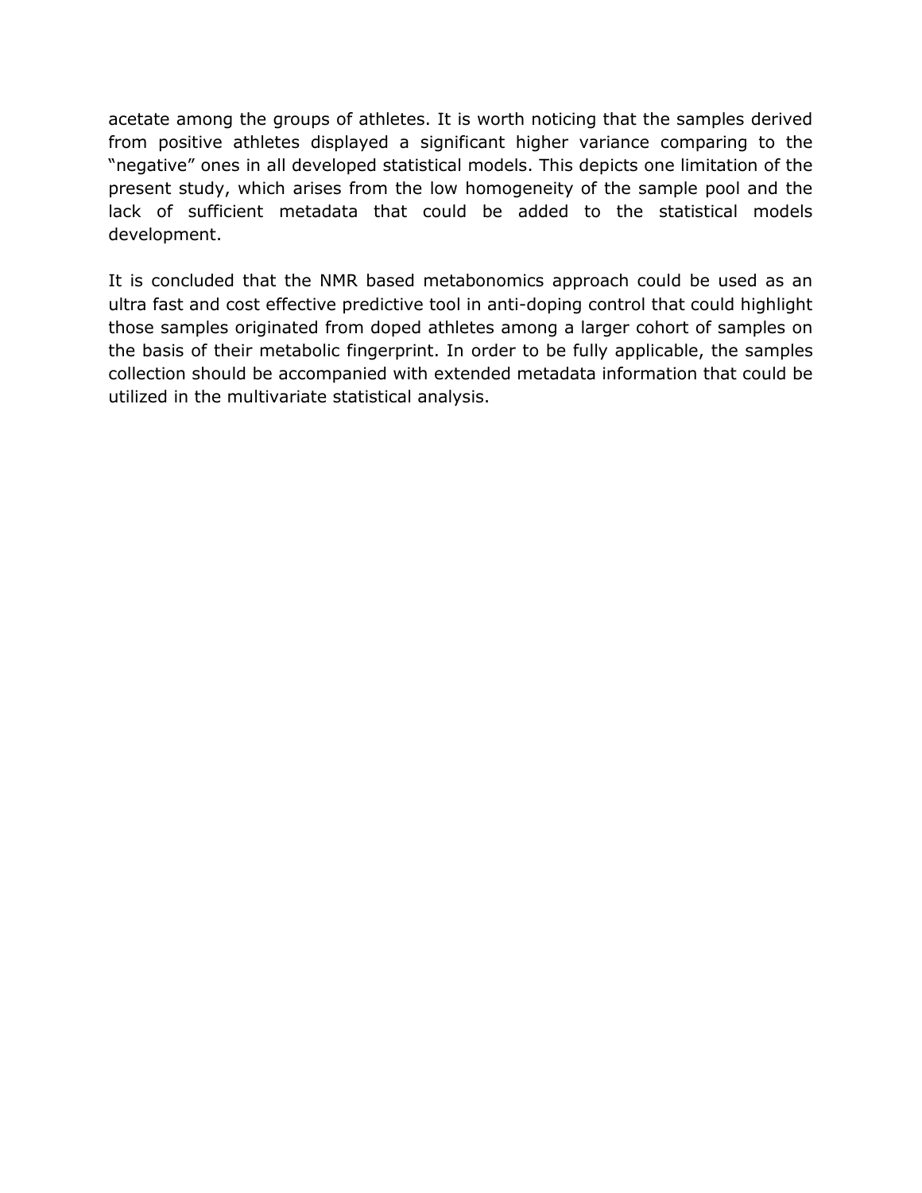acetate among the groups of athletes. It is worth noticing that the samples derived from positive athletes displayed a significant higher variance comparing to the "negative" ones in all developed statistical models. This depicts one limitation of the present study, which arises from the low homogeneity of the sample pool and the lack of sufficient metadata that could be added to the statistical models development.

It is concluded that the NMR based metabonomics approach could be used as an ultra fast and cost effective predictive tool in anti-doping control that could highlight those samples originated from doped athletes among a larger cohort of samples on the basis of their metabolic fingerprint. In order to be fully applicable, the samples collection should be accompanied with extended metadata information that could be utilized in the multivariate statistical analysis.